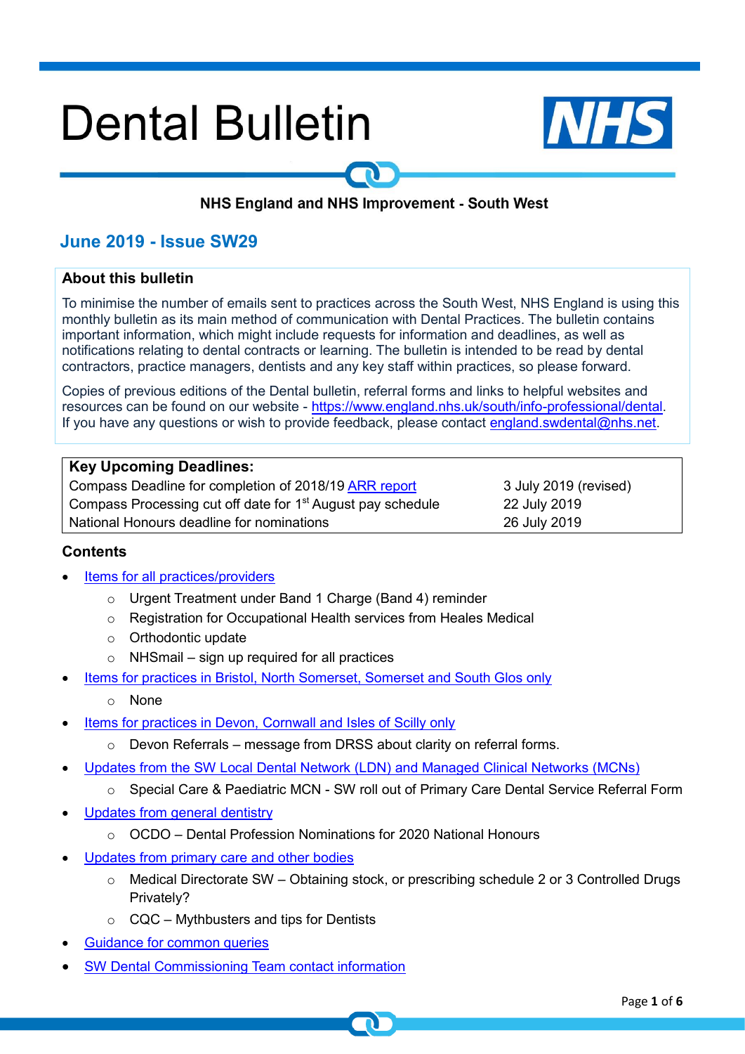# Dental Bulletin

**NHS England and NHS Improvement - South West**

## June 2019 - Issue SW29

**About this bulletin**

To minimise the number of emails sent to practices across the South West, NHS England is using this monthly bulletin as its main method of communication with Dental Practices. The bulletin contains important information, which might include requests for information and deadlines, as well as notifications relating to dental contracts or learning. The bulletin is intended to be read by dental contractors, practice managers, dentists and any key staff within practices, so please forward.

Copies of previous editions of the Dental bulletin, referral forms and links to helpful websites and resources can be found on our website - https://www.england.nhs.uk/south/info-professional/dental. If you have any questions or wish to provide feedback, please contact england.swdental@nhs.net.

| **Key Upcoming Deadlines:** | |
|---|---|
| Compass Deadline for completion of 2018/19 ARR report | 3 July 2019 (revised) |
| Compass Processing cut off date for 1st August pay schedule | 22 July 2019 |
| National Honours deadline for nominations | 26 July 2019 |

**Contents**

- Items for all practices/providers
  - Urgent Treatment under Band 1 Charge (Band 4) reminder
  - Registration for Occupational Health services from Heales Medical
  - Orthodontic update
  - NHSmail – sign up required for all practices
- Items for practices in Bristol, North Somerset, Somerset and South Glos only
  - None
- Items for practices in Devon, Cornwall and Isles of Scilly only
  - Devon Referrals – message from DRSS about clarity on referral forms.
- Updates from the SW Local Dental Network (LDN) and Managed Clinical Networks (MCNs)
  - Special Care & Paediatric MCN - SW roll out of Primary Care Dental Service Referral Form
- Updates from general dentistry
  - OCDO – Dental Profession Nominations for 2020 National Honours
- Updates from primary care and other bodies
  - Medical Directorate SW – Obtaining stock, or prescribing schedule 2 or 3 Controlled Drugs Privately?
  - CQC – Mythbusters and tips for Dentists
- Guidance for common queries
- SW Dental Commissioning Team contact information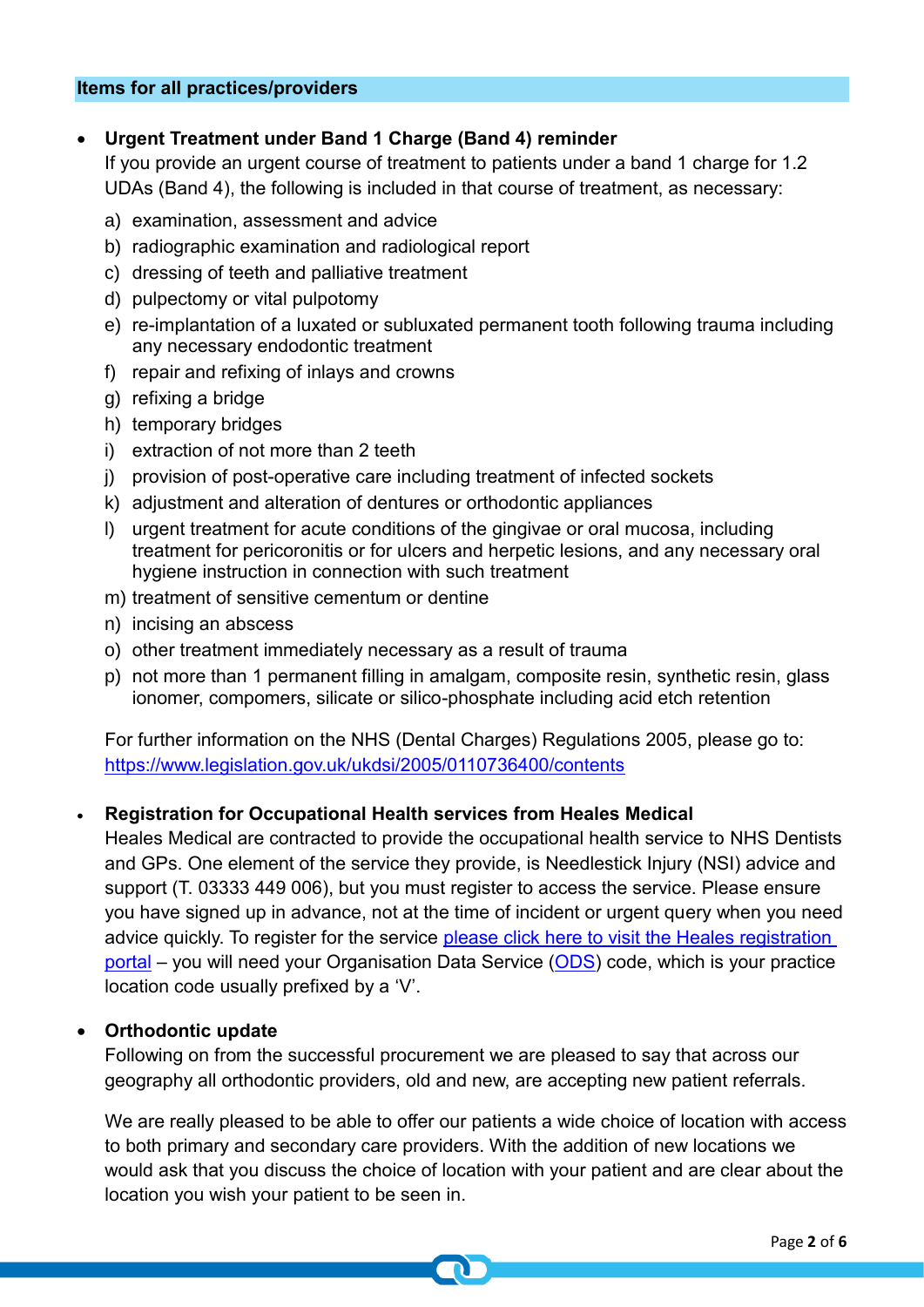## Items for all practices/providers

- **Urgent Treatment under Band 1 Charge (Band 4) reminder**
  If you provide an urgent course of treatment to patients under a band 1 charge for 1.2 UDAs (Band 4), the following is included in that course of treatment, as necessary:

  a) examination, assessment and advice
  b) radiographic examination and radiological report
  c) dressing of teeth and palliative treatment
  d) pulpectomy or vital pulpotomy
  e) re-implantation of a luxated or subluxated permanent tooth following trauma including any necessary endodontic treatment
  f) repair and refixing of inlays and crowns
  g) refixing a bridge
  h) temporary bridges
  i) extraction of not more than 2 teeth
  j) provision of post-operative care including treatment of infected sockets
  k) adjustment and alteration of dentures or orthodontic appliances
  l) urgent treatment for acute conditions of the gingivae or oral mucosa, including treatment for pericoronitis or for ulcers and herpetic lesions, and any necessary oral hygiene instruction in connection with such treatment
  m) treatment of sensitive cementum or dentine
  n) incising an abscess
  o) other treatment immediately necessary as a result of trauma
  p) not more than 1 permanent filling in amalgam, composite resin, synthetic resin, glass ionomer, compomers, silicate or silico-phosphate including acid etch retention

  For further information on the NHS (Dental Charges) Regulations 2005, please go to: [https://www.legislation.gov.uk/ukdsi/2005/0110736400/contents](https://www.legislation.gov.uk/ukdsi/2005/0110736400/contents)

- **Registration for Occupational Health services from Heales Medical**
  Heales Medical are contracted to provide the occupational health service to NHS Dentists and GPs. One element of the service they provide, is Needlestick Injury (NSI) advice and support (T. 03333 449 006), but you must register to access the service. Please ensure you have signed up in advance, not at the time of incident or urgent query when you need advice quickly. To register for the service please click here to visit the Heales registration portal – you will need your Organisation Data Service (ODS) code, which is your practice location code usually prefixed by a 'V'.

- **Orthodontic update**
  Following on from the successful procurement we are pleased to say that across our geography all orthodontic providers, old and new, are accepting new patient referrals.

  We are really pleased to be able to offer our patients a wide choice of location with access to both primary and secondary care providers. With the addition of new locations we would ask that you discuss the choice of location with your patient and are clear about the location you wish your patient to be seen in.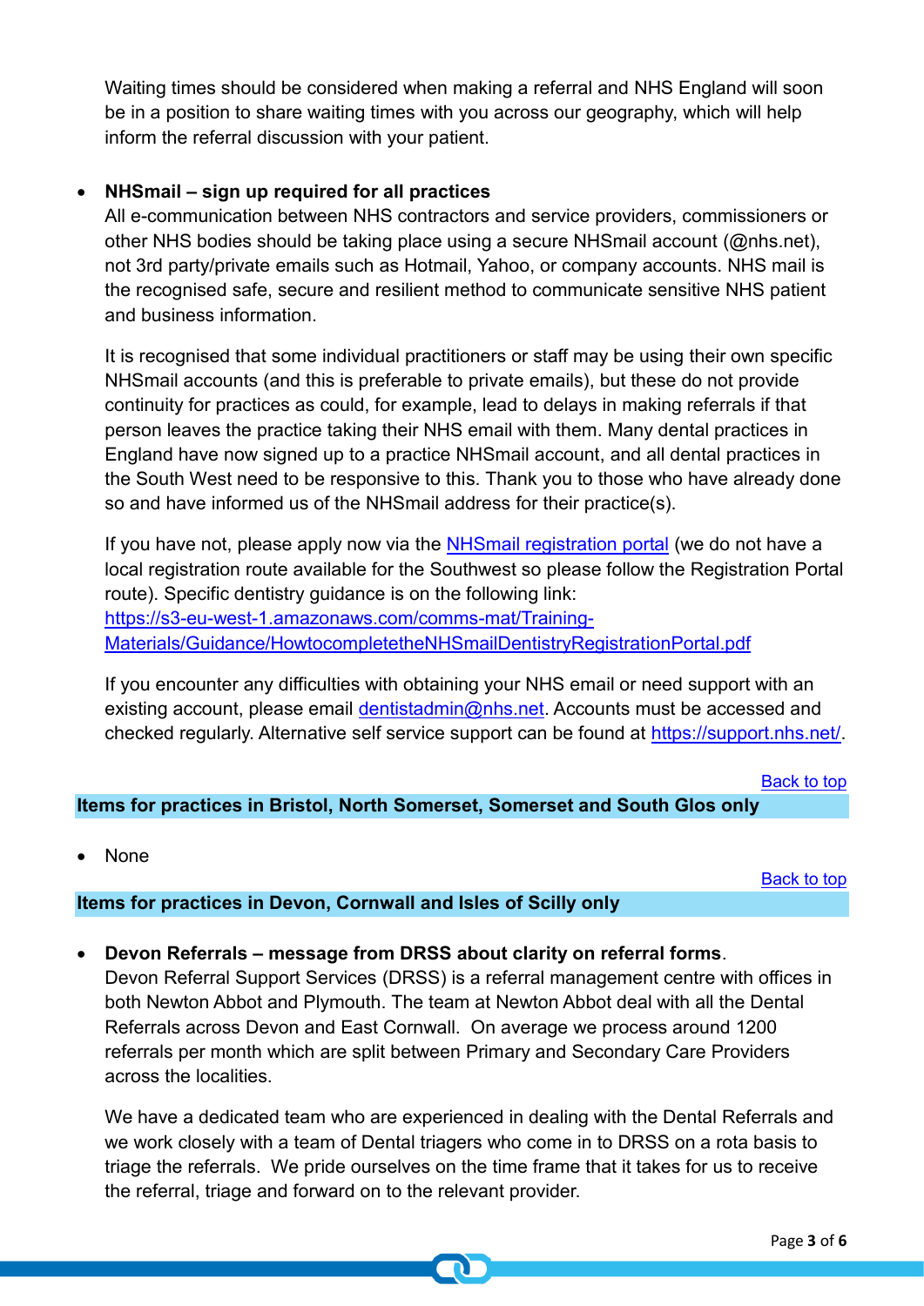Waiting times should be considered when making a referral and NHS England will soon be in a position to share waiting times with you across our geography, which will help inform the referral discussion with your patient.

- **NHSmail – sign up required for all practices**
  All e-communication between NHS contractors and service providers, commissioners or other NHS bodies should be taking place using a secure NHSmail account (@nhs.net), not 3rd party/private emails such as Hotmail, Yahoo, or company accounts. NHS mail is the recognised safe, secure and resilient method to communicate sensitive NHS patient and business information.

  It is recognised that some individual practitioners or staff may be using their own specific NHSmail accounts (and this is preferable to private emails), but these do not provide continuity for practices as could, for example, lead to delays in making referrals if that person leaves the practice taking their NHS email with them. Many dental practices in England have now signed up to a practice NHSmail account, and all dental practices in the South West need to be responsive to this. Thank you to those who have already done so and have informed us of the NHSmail address for their practice(s).

  If you have not, please apply now via the [NHSmail registration portal](#) (we do not have a local registration route available for the Southwest so please follow the Registration Portal route). Specific dentistry guidance is on the following link: [https://s3-eu-west-1.amazonaws.com/comms-mat/Training-Materials/Guidance/HowtocompletetheNHSmailDentistryRegistrationPortal.pdf](https://s3-eu-west-1.amazonaws.com/comms-mat/Training-Materials/Guidance/HowtocompletetheNHSmailDentistryRegistrationPortal.pdf)

  If you encounter any difficulties with obtaining your NHS email or need support with an existing account, please email [dentistadmin@nhs.net](mailto:dentistadmin@nhs.net). Accounts must be accessed and checked regularly. Alternative self service support can be found at [https://support.nhs.net/](https://support.nhs.net/).

[Back to top](#)

## Items for practices in Bristol, North Somerset, Somerset and South Glos only

- None

[Back to top](#)

## Items for practices in Devon, Cornwall and Isles of Scilly only

- **Devon Referrals – message from DRSS about clarity on referral forms**.
  Devon Referral Support Services (DRSS) is a referral management centre with offices in both Newton Abbot and Plymouth. The team at Newton Abbot deal with all the Dental Referrals across Devon and East Cornwall. On average we process around 1200 referrals per month which are split between Primary and Secondary Care Providers across the localities.

  We have a dedicated team who are experienced in dealing with the Dental Referrals and we work closely with a team of Dental triagers who come in to DRSS on a rota basis to triage the referrals. We pride ourselves on the time frame that it takes for us to receive the referral, triage and forward on to the relevant provider.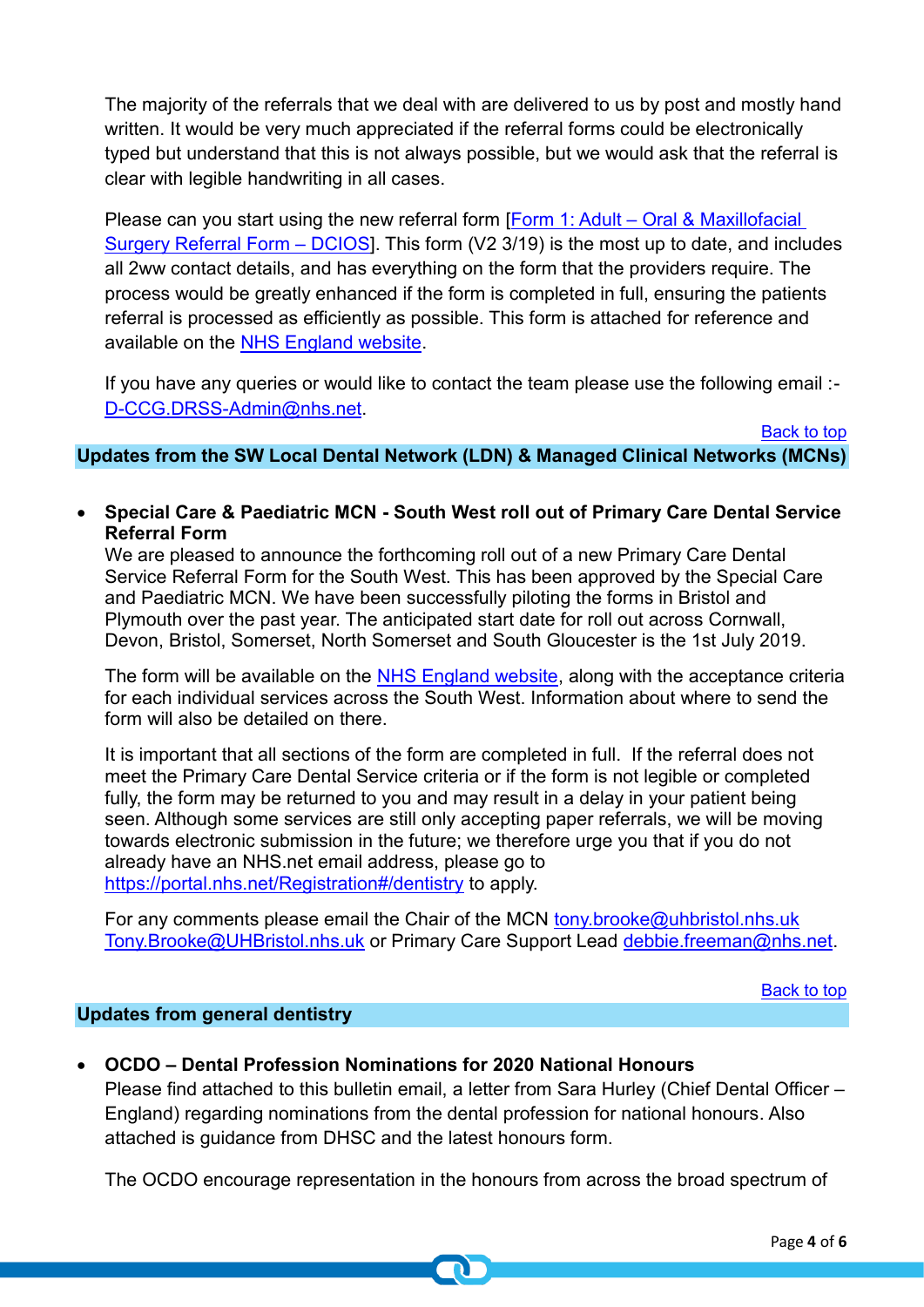The majority of the referrals that we deal with are delivered to us by post and mostly hand written. It would be very much appreciated if the referral forms could be electronically typed but understand that this is not always possible, but we would ask that the referral is clear with legible handwriting in all cases.

Please can you start using the new referral form [Form 1: Adult – Oral & Maxillofacial Surgery Referral Form – DCIOS]. This form (V2 3/19) is the most up to date, and includes all 2ww contact details, and has everything on the form that the providers require. The process would be greatly enhanced if the form is completed in full, ensuring the patients referral is processed as efficiently as possible. This form is attached for reference and available on the NHS England website.

If you have any queries or would like to contact the team please use the following email :- D-CCG.DRSS-Admin@nhs.net.

Back to top

## Updates from the SW Local Dental Network (LDN) & Managed Clinical Networks (MCNs)

- **Special Care & Paediatric MCN - South West roll out of Primary Care Dental Service Referral Form**
  We are pleased to announce the forthcoming roll out of a new Primary Care Dental Service Referral Form for the South West. This has been approved by the Special Care and Paediatric MCN. We have been successfully piloting the forms in Bristol and Plymouth over the past year. The anticipated start date for roll out across Cornwall, Devon, Bristol, Somerset, North Somerset and South Gloucester is the 1st July 2019.

  The form will be available on the NHS England website, along with the acceptance criteria for each individual services across the South West. Information about where to send the form will also be detailed on there.

  It is important that all sections of the form are completed in full. If the referral does not meet the Primary Care Dental Service criteria or if the form is not legible or completed fully, the form may be returned to you and may result in a delay in your patient being seen. Although some services are still only accepting paper referrals, we will be moving towards electronic submission in the future; we therefore urge you that if you do not already have an NHS.net email address, please go to https://portal.nhs.net/Registration#/dentistry to apply.

  For any comments please email the Chair of the MCN tony.brooke@uhbristol.nhs.uk Tony.Brooke@UHBristol.nhs.uk or Primary Care Support Lead debbie.freeman@nhs.net.

Back to top

## Updates from general dentistry

- **OCDO – Dental Profession Nominations for 2020 National Honours**
  Please find attached to this bulletin email, a letter from Sara Hurley (Chief Dental Officer – England) regarding nominations from the dental profession for national honours. Also attached is guidance from DHSC and the latest honours form.

  The OCDO encourage representation in the honours from across the broad spectrum of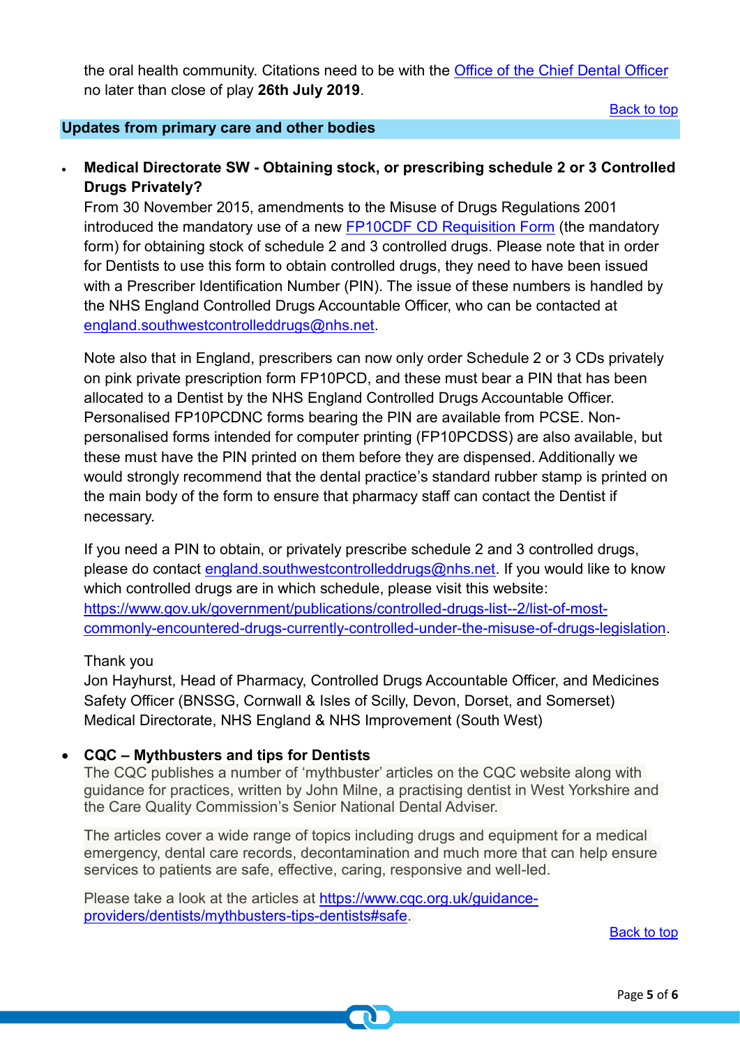the oral health community. Citations need to be with the Office of the Chief Dental Officer no later than close of play **26th July 2019**.

Back to top

## Updates from primary care and other bodies

- **Medical Directorate SW - Obtaining stock, or prescribing schedule 2 or 3 Controlled Drugs Privately?**

  From 30 November 2015, amendments to the Misuse of Drugs Regulations 2001 introduced the mandatory use of a new FP10CDF CD Requisition Form (the mandatory form) for obtaining stock of schedule 2 and 3 controlled drugs. Please note that in order for Dentists to use this form to obtain controlled drugs, they need to have been issued with a Prescriber Identification Number (PIN). The issue of these numbers is handled by the NHS England Controlled Drugs Accountable Officer, who can be contacted at england.southwestcontrolleddrugs@nhs.net.

  Note also that in England, prescribers can now only order Schedule 2 or 3 CDs privately on pink private prescription form FP10PCD, and these must bear a PIN that has been allocated to a Dentist by the NHS England Controlled Drugs Accountable Officer. Personalised FP10PCDNC forms bearing the PIN are available from PCSE. Non-personalised forms intended for computer printing (FP10PCDSS) are also available, but these must have the PIN printed on them before they are dispensed. Additionally we would strongly recommend that the dental practice's standard rubber stamp is printed on the main body of the form to ensure that pharmacy staff can contact the Dentist if necessary.

  If you need a PIN to obtain, or privately prescribe schedule 2 and 3 controlled drugs, please do contact england.southwestcontrolleddrugs@nhs.net. If you would like to know which controlled drugs are in which schedule, please visit this website: https://www.gov.uk/government/publications/controlled-drugs-list--2/list-of-most-commonly-encountered-drugs-currently-controlled-under-the-misuse-of-drugs-legislation.

  Thank you
  Jon Hayhurst, Head of Pharmacy, Controlled Drugs Accountable Officer, and Medicines Safety Officer (BNSSG, Cornwall & Isles of Scilly, Devon, Dorset, and Somerset)
  Medical Directorate, NHS England & NHS Improvement (South West)

- **CQC – Mythbusters and tips for Dentists**

  The CQC publishes a number of 'mythbuster' articles on the CQC website along with guidance for practices, written by John Milne, a practising dentist in West Yorkshire and the Care Quality Commission's Senior National Dental Adviser.

  The articles cover a wide range of topics including drugs and equipment for a medical emergency, dental care records, decontamination and much more that can help ensure services to patients are safe, effective, caring, responsive and well-led.

  Please take a look at the articles at https://www.cqc.org.uk/guidance-providers/dentists/mythbusters-tips-dentists#safe.

Back to top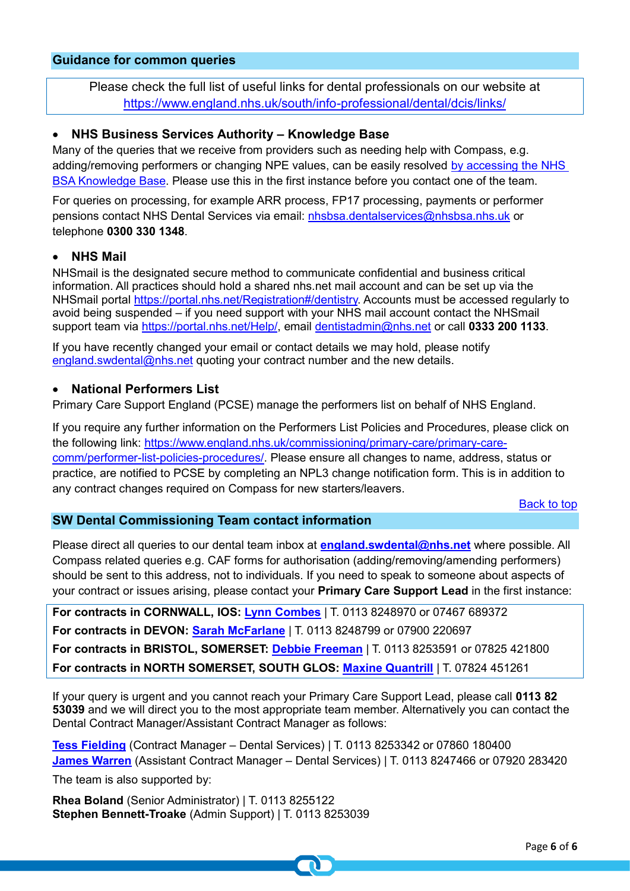## Guidance for common queries

Please check the full list of useful links for dental professionals on our website at [https://www.england.nhs.uk/south/info-professional/dental/dcis/links/](https://www.england.nhs.uk/south/info-professional/dental/dcis/links/)

- **NHS Business Services Authority – Knowledge Base**

Many of the queries that we receive from providers such as needing help with Compass, e.g. adding/removing performers or changing NPE values, can be easily resolved by accessing the NHS BSA Knowledge Base. Please use this in the first instance before you contact one of the team.

For queries on processing, for example ARR process, FP17 processing, payments or performer pensions contact NHS Dental Services via email: nhsbsa.dentalservices@nhsbsa.nhs.uk or telephone **0300 330 1348**.

- **NHS Mail**

NHSmail is the designated secure method to communicate confidential and business critical information. All practices should hold a shared nhs.net mail account and can be set up via the NHSmail portal https://portal.nhs.net/Registration#/dentistry. Accounts must be accessed regularly to avoid being suspended – if you need support with your NHS mail account contact the NHSmail support team via https://portal.nhs.net/Help/, email dentistadmin@nhs.net or call **0333 200 1133**.

If you have recently changed your email or contact details we may hold, please notify england.swdental@nhs.net quoting your contract number and the new details.

- **National Performers List**

Primary Care Support England (PCSE) manage the performers list on behalf of NHS England.

If you require any further information on the Performers List Policies and Procedures, please click on the following link: https://www.england.nhs.uk/commissioning/primary-care/primary-care-comm/performer-list-policies-procedures/. Please ensure all changes to name, address, status or practice, are notified to PCSE by completing an NPL3 change notification form. This is in addition to any contract changes required on Compass for new starters/leavers.

Back to top

## SW Dental Commissioning Team contact information

Please direct all queries to our dental team inbox at **england.swdental@nhs.net** where possible. All Compass related queries e.g. CAF forms for authorisation (adding/removing/amending performers) should be sent to this address, not to individuals. If you need to speak to someone about aspects of your contract or issues arising, please contact your **Primary Care Support Lead** in the first instance:

**For contracts in CORNWALL, IOS: Lynn Combes** | T. 0113 8248970 or 07467 689372
**For contracts in DEVON: Sarah McFarlane** | T. 0113 8248799 or 07900 220697
**For contracts in BRISTOL, SOMERSET: Debbie Freeman** | T. 0113 8253591 or 07825 421800
**For contracts in NORTH SOMERSET, SOUTH GLOS: Maxine Quantrill** | T. 07824 451261

If your query is urgent and you cannot reach your Primary Care Support Lead, please call **0113 82 53039** and we will direct you to the most appropriate team member. Alternatively you can contact the Dental Contract Manager/Assistant Contract Manager as follows:

**Tess Fielding** (Contract Manager – Dental Services) | T. 0113 8253342 or 07860 180400
**James Warren** (Assistant Contract Manager – Dental Services) | T. 0113 8247466 or 07920 283420

The team is also supported by:

**Rhea Boland** (Senior Administrator) | T. 0113 8255122
**Stephen Bennett-Troake** (Admin Support) | T. 0113 8253039